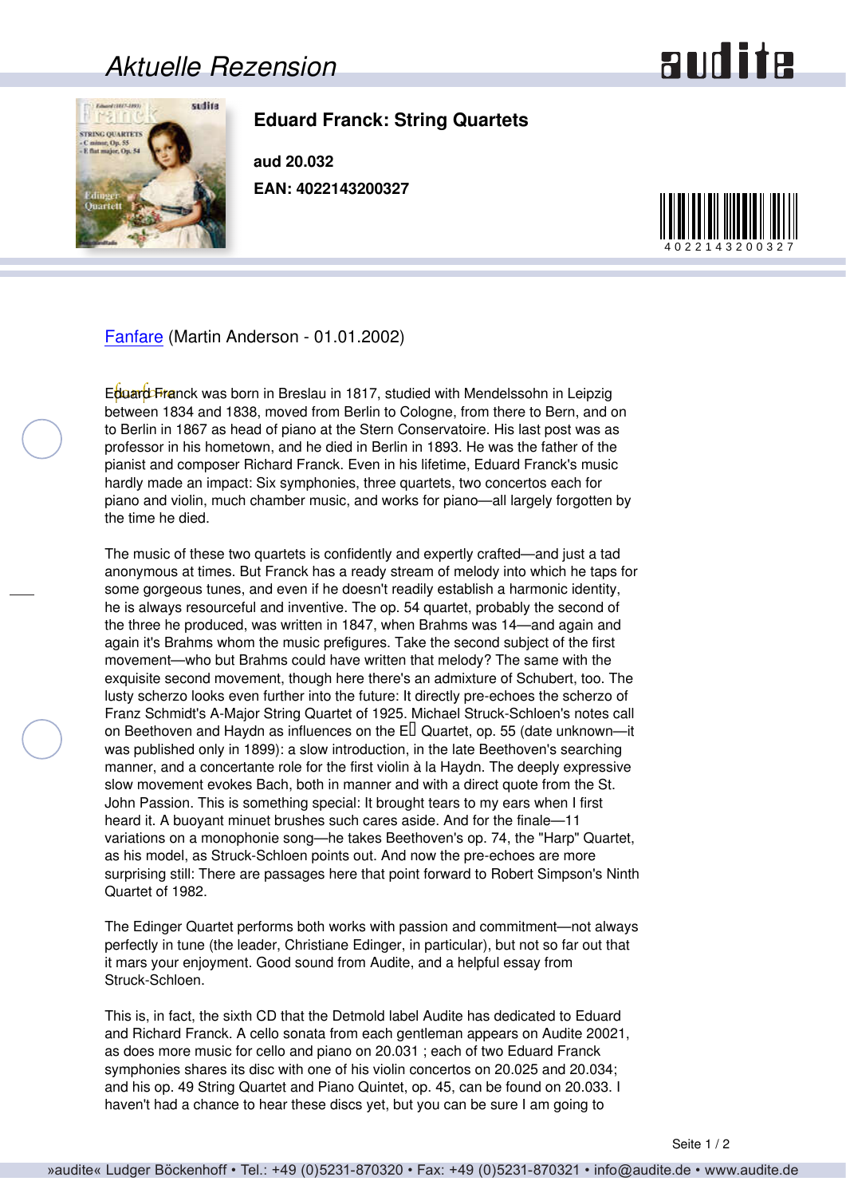# Aktuelle Rezension

## Eduard Franck: String Quartets

**aud 20.032**

**EAN: 4022143200327**

4022143200327

Fanfare (Martin Anderson - 01.01.2002)

Eduard Franck was born in Breslau in 1817, studied with Mendelssohn in Leipzig between 1834 and 1838, moved from Berlin to Cologne, from there to Bern, and on to Berlin in 1867 as head of piano at the Stern Conservatoire. His last post was as professor in his hometown, and he died in Berlin in 1893. He was the father of the pianist and composer Richard Franck. Even in his lifetime, Eduard Franck's music hardly made an impact: Six symphonies, three quartets, two concertos each for piano and violin, much chamber music, and works for piano—all largely forgotten by the time he died.

The music of these two quartets is confidently and expertly crafted—and just a tad anonymous at times. But Franck has a ready stream of melody into which he taps for some gorgeous tunes, and even if he doesn't readily establish a harmonic identity, he is always resourceful and inventive. The op. 54 quartet, probably the second of the three he produced, was written in 1847, when Brahms was 14—and again and again it's Brahms whom the music prefigures. Take the second subject of the first movement—who but Brahms could have written that melody? The same with the exquisite second movement, though here there's an admixture of Schubert, too. The lusty scherzo looks even further into the future: It directly pre-echoes the scherzo of Franz Schmidt's A-Major String Quartet of 1925. Michael Struck-Schloen's notes call on Beethoven and Haydn as influences on the E♭ Quartet, op. 55 (date unknown—it was published only in 1899): a slow introduction, in the late Beethoven's searching manner, and a concertante role for the first violin à la Haydn. The deeply expressive slow movement evokes Bach, both in manner and with a direct quote from the St. John Passion. This is something special: It brought tears to my ears when I first heard it. A buoyant minuet brushes such cares aside. And for the finale—11 variations on a monophonie song—he takes Beethoven's op. 74, the "Harp" Quartet, as his model, as Struck-Schloen points out. And now the pre-echoes are more surprising still: There are passages here that point forward to Robert Simpson's Ninth Quartet of 1982.

The Edinger Quartet performs both works with passion and commitment—not always perfectly in tune (the leader, Christiane Edinger, in particular), but not so far out that it mars your enjoyment. Good sound from Audite, and a helpful essay from Struck-Schloen.

This is, in fact, the sixth CD that the Detmold label Audite has dedicated to Eduard and Richard Franck. A cello sonata from each gentleman appears on Audite 20021, as does more music for cello and piano on 20.031 ; each of two Eduard Franck symphonies shares its disc with one of his violin concertos on 20.025 and 20.034; and his op. 49 String Quartet and Piano Quintet, op. 45, can be found on 20.033. I haven't had a chance to hear these discs yet, but you can be sure I am going to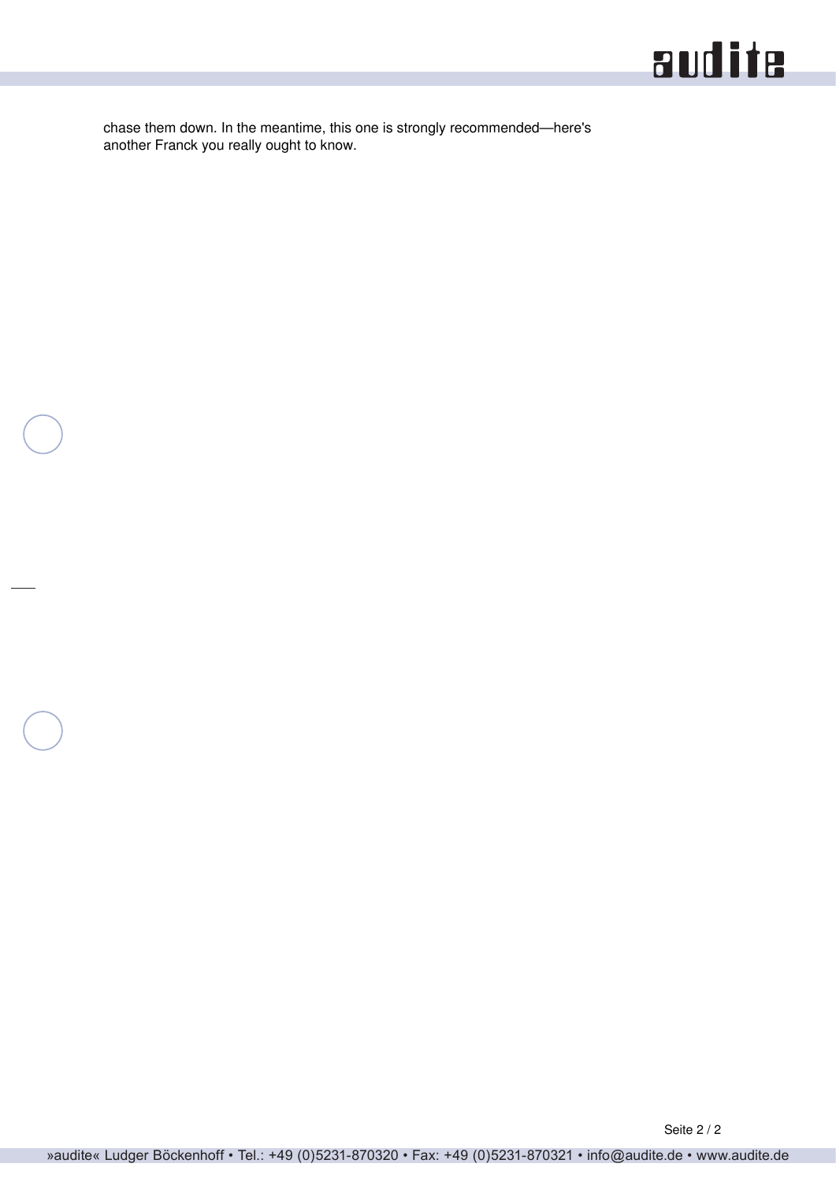chase them down. In the meantime, this one is strongly recommended—here's another Franck you really ought to know.